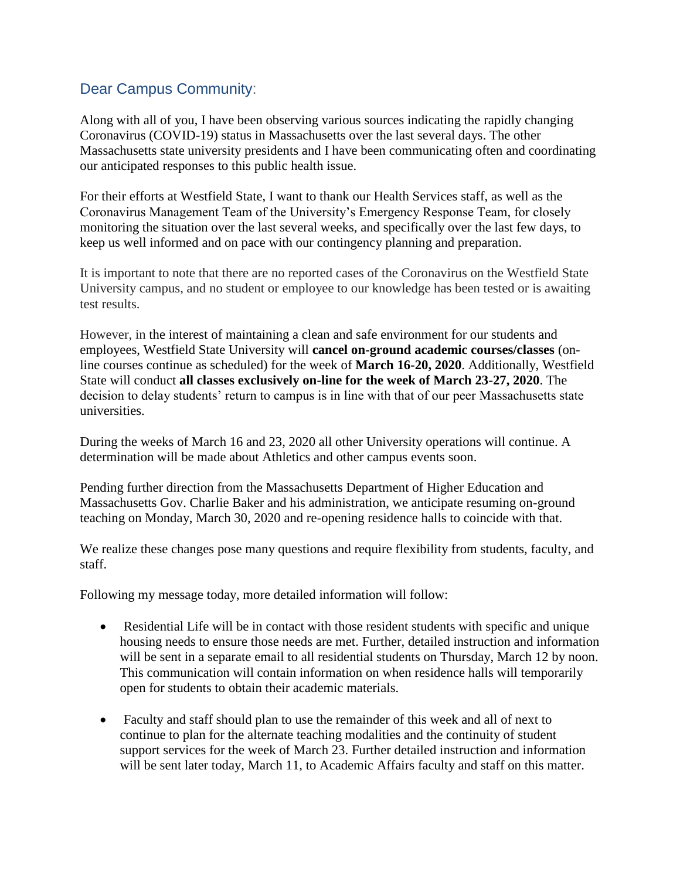## Dear Campus Community:

Along with all of you, I have been observing various sources indicating the rapidly changing Coronavirus (COVID-19) status in Massachusetts over the last several days. The other Massachusetts state university presidents and I have been communicating often and coordinating our anticipated responses to this public health issue.

For their efforts at Westfield State, I want to thank our Health Services staff, as well as the Coronavirus Management Team of the University's Emergency Response Team, for closely monitoring the situation over the last several weeks, and specifically over the last few days, to keep us well informed and on pace with our contingency planning and preparation.

It is important to note that there are no reported cases of the Coronavirus on the Westfield State University campus, and no student or employee to our knowledge has been tested or is awaiting test results.

However, in the interest of maintaining a clean and safe environment for our students and employees, Westfield State University will **cancel on-ground academic courses/classes** (on-line courses continue as scheduled) for the week of **March 16-20, 2020**. Additionally, Westfield State will conduct **all classes exclusively on-line for the week of March 23-27, 2020**. The decision to delay students' return to campus is in line with that of our peer Massachusetts state universities.

During the weeks of March 16 and 23, 2020 all other University operations will continue. A determination will be made about Athletics and other campus events soon.

Pending further direction from the Massachusetts Department of Higher Education and Massachusetts Gov. Charlie Baker and his administration, we anticipate resuming on-ground teaching on Monday, March 30, 2020 and re-opening residence halls to coincide with that.

We realize these changes pose many questions and require flexibility from students, faculty, and staff.

Following my message today, more detailed information will follow:

- Residential Life will be in contact with those resident students with specific and unique housing needs to ensure those needs are met. Further, detailed instruction and information will be sent in a separate email to all residential students on Thursday, March 12 by noon. This communication will contain information on when residence halls will temporarily open for students to obtain their academic materials.

- Faculty and staff should plan to use the remainder of this week and all of next to continue to plan for the alternate teaching modalities and the continuity of student support services for the week of March 23. Further detailed instruction and information will be sent later today, March 11, to Academic Affairs faculty and staff on this matter.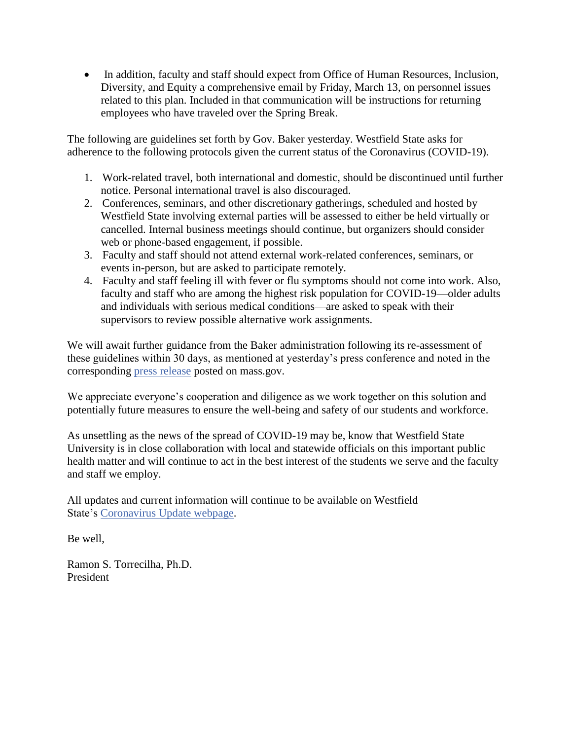- In addition, faculty and staff should expect from Office of Human Resources, Inclusion, Diversity, and Equity a comprehensive email by Friday, March 13, on personnel issues related to this plan. Included in that communication will be instructions for returning employees who have traveled over the Spring Break.

The following are guidelines set forth by Gov. Baker yesterday. Westfield State asks for adherence to the following protocols given the current status of the Coronavirus (COVID-19).

1. Work-related travel, both international and domestic, should be discontinued until further notice. Personal international travel is also discouraged.
2. Conferences, seminars, and other discretionary gatherings, scheduled and hosted by Westfield State involving external parties will be assessed to either be held virtually or cancelled. Internal business meetings should continue, but organizers should consider web or phone-based engagement, if possible.
3. Faculty and staff should not attend external work-related conferences, seminars, or events in-person, but are asked to participate remotely.
4. Faculty and staff feeling ill with fever or flu symptoms should not come into work. Also, faculty and staff who are among the highest risk population for COVID-19—older adults and individuals with serious medical conditions—are asked to speak with their supervisors to review possible alternative work assignments.

We will await further guidance from the Baker administration following its re-assessment of these guidelines within 30 days, as mentioned at yesterday's press conference and noted in the corresponding press release posted on mass.gov.

We appreciate everyone's cooperation and diligence as we work together on this solution and potentially future measures to ensure the well-being and safety of our students and workforce.

As unsettling as the news of the spread of COVID-19 may be, know that Westfield State University is in close collaboration with local and statewide officials on this important public health matter and will continue to act in the best interest of the students we serve and the faculty and staff we employ.

All updates and current information will continue to be available on Westfield State's Coronavirus Update webpage.

Be well,

Ramon S. Torrecilha, Ph.D.
President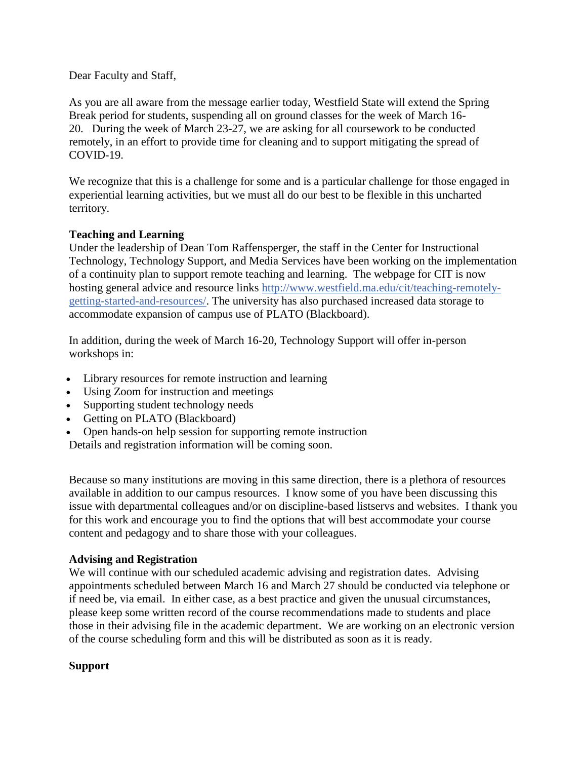Dear Faculty and Staff,

As you are all aware from the message earlier today, Westfield State will extend the Spring Break period for students, suspending all on ground classes for the week of March 16-20. During the week of March 23-27, we are asking for all coursework to be conducted remotely, in an effort to provide time for cleaning and to support mitigating the spread of COVID-19.

We recognize that this is a challenge for some and is a particular challenge for those engaged in experiential learning activities, but we must all do our best to be flexible in this uncharted territory.

**Teaching and Learning**

Under the leadership of Dean Tom Raffensperger, the staff in the Center for Instructional Technology, Technology Support, and Media Services have been working on the implementation of a continuity plan to support remote teaching and learning. The webpage for CIT is now hosting general advice and resource links [http://www.westfield.ma.edu/cit/teaching-remotely-getting-started-and-resources/](http://www.westfield.ma.edu/cit/teaching-remotely-getting-started-and-resources/). The university has also purchased increased data storage to accommodate expansion of campus use of PLATO (Blackboard).

In addition, during the week of March 16-20, Technology Support will offer in-person workshops in:

- Library resources for remote instruction and learning
- Using Zoom for instruction and meetings
- Supporting student technology needs
- Getting on PLATO (Blackboard)
- Open hands-on help session for supporting remote instruction

Details and registration information will be coming soon.

Because so many institutions are moving in this same direction, there is a plethora of resources available in addition to our campus resources. I know some of you have been discussing this issue with departmental colleagues and/or on discipline-based listservs and websites. I thank you for this work and encourage you to find the options that will best accommodate your course content and pedagogy and to share those with your colleagues.

**Advising and Registration**

We will continue with our scheduled academic advising and registration dates. Advising appointments scheduled between March 16 and March 27 should be conducted via telephone or if need be, via email. In either case, as a best practice and given the unusual circumstances, please keep some written record of the course recommendations made to students and place those in their advising file in the academic department. We are working on an electronic version of the course scheduling form and this will be distributed as soon as it is ready.

**Support**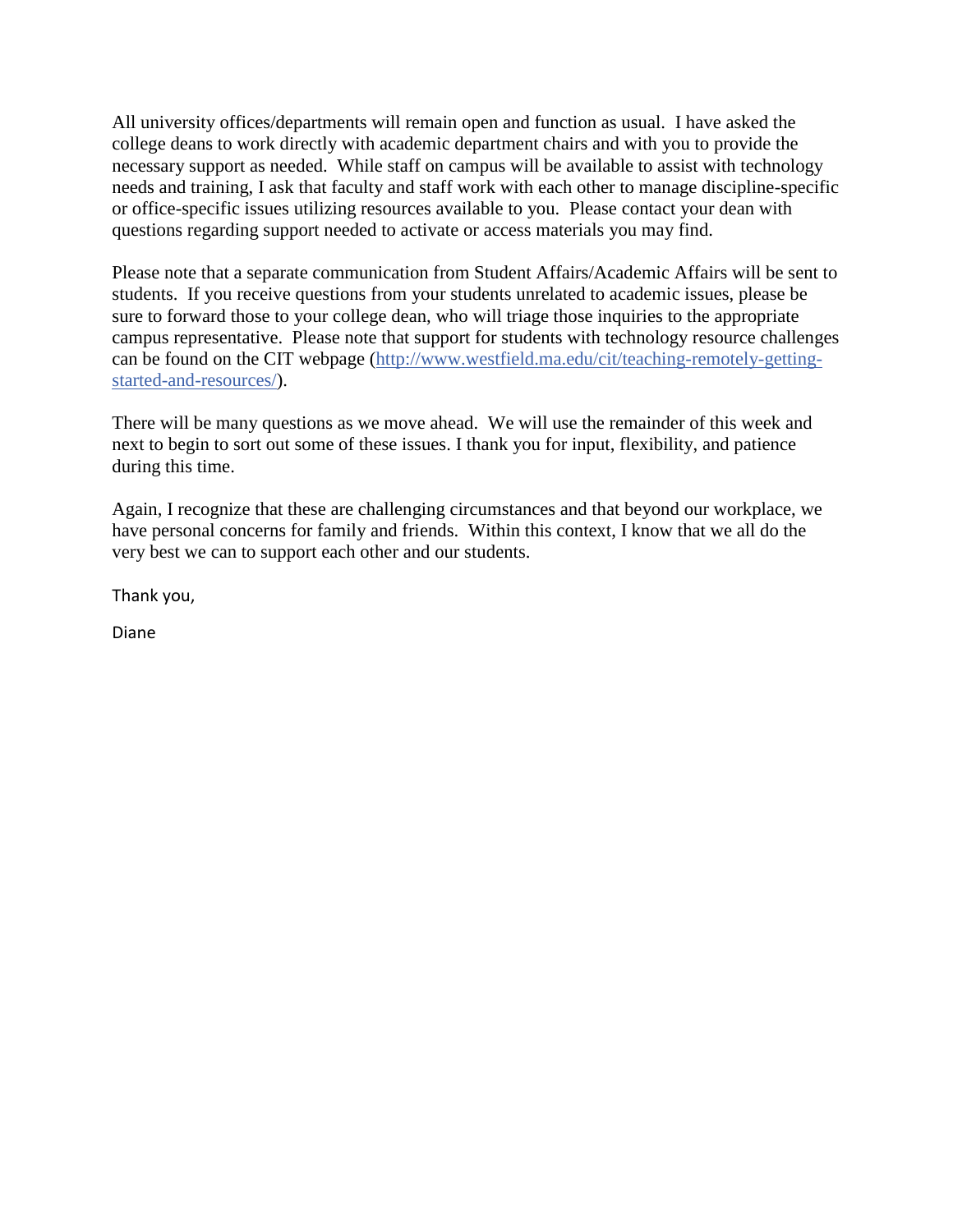All university offices/departments will remain open and function as usual. I have asked the college deans to work directly with academic department chairs and with you to provide the necessary support as needed. While staff on campus will be available to assist with technology needs and training, I ask that faculty and staff work with each other to manage discipline-specific or office-specific issues utilizing resources available to you. Please contact your dean with questions regarding support needed to activate or access materials you may find.

Please note that a separate communication from Student Affairs/Academic Affairs will be sent to students. If you receive questions from your students unrelated to academic issues, please be sure to forward those to your college dean, who will triage those inquiries to the appropriate campus representative. Please note that support for students with technology resource challenges can be found on the CIT webpage (http://www.westfield.ma.edu/cit/teaching-remotely-getting-started-and-resources/).

There will be many questions as we move ahead. We will use the remainder of this week and next to begin to sort out some of these issues. I thank you for input, flexibility, and patience during this time.

Again, I recognize that these are challenging circumstances and that beyond our workplace, we have personal concerns for family and friends. Within this context, I know that we all do the very best we can to support each other and our students.

Thank you,

Diane